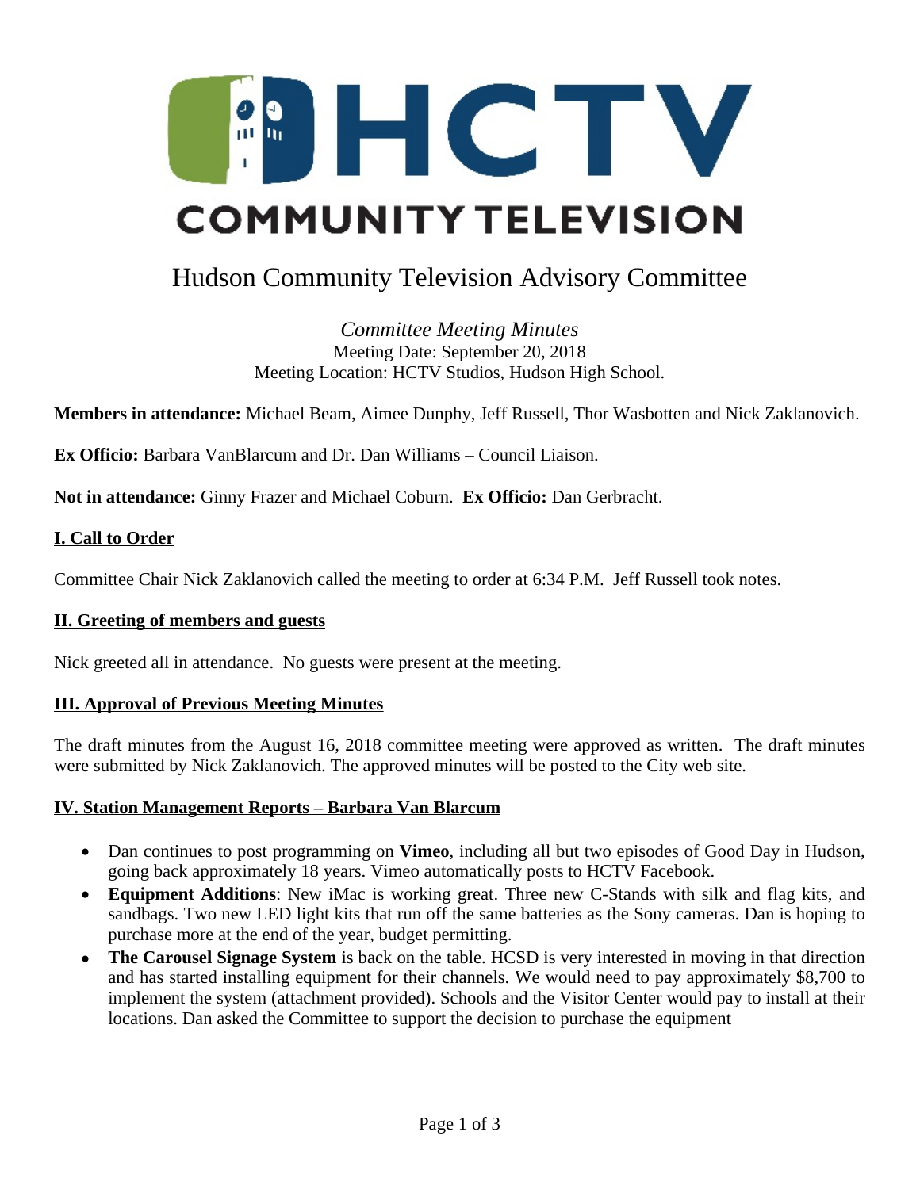# HCTV COMMUNITY TELEVISION

## Hudson Community Television Advisory Committee

*Committee Meeting Minutes*
Meeting Date: September 20, 2018
Meeting Location: HCTV Studios, Hudson High School.

**Members in attendance:** Michael Beam, Aimee Dunphy, Jeff Russell, Thor Wasbotten and Nick Zaklanovich.

**Ex Officio:** Barbara VanBlarcum and Dr. Dan Williams – Council Liaison.

**Not in attendance:** Ginny Frazer and Michael Coburn. **Ex Officio:** Dan Gerbracht.

### I. Call to Order

Committee Chair Nick Zaklanovich called the meeting to order at 6:34 P.M. Jeff Russell took notes.

### II. Greeting of members and guests

Nick greeted all in attendance. No guests were present at the meeting.

### III. Approval of Previous Meeting Minutes

The draft minutes from the August 16, 2018 committee meeting were approved as written. The draft minutes were submitted by Nick Zaklanovich. The approved minutes will be posted to the City web site.

### IV. Station Management Reports – Barbara Van Blarcum

- Dan continues to post programming on **Vimeo**, including all but two episodes of Good Day in Hudson, going back approximately 18 years. Vimeo automatically posts to HCTV Facebook.
- **Equipment Additions**: New iMac is working great. Three new C-Stands with silk and flag kits, and sandbags. Two new LED light kits that run off the same batteries as the Sony cameras. Dan is hoping to purchase more at the end of the year, budget permitting.
- **The Carousel Signage System** is back on the table. HCSD is very interested in moving in that direction and has started installing equipment for their channels. We would need to pay approximately $8,700 to implement the system (attachment provided). Schools and the Visitor Center would pay to install at their locations. Dan asked the Committee to support the decision to purchase the equipment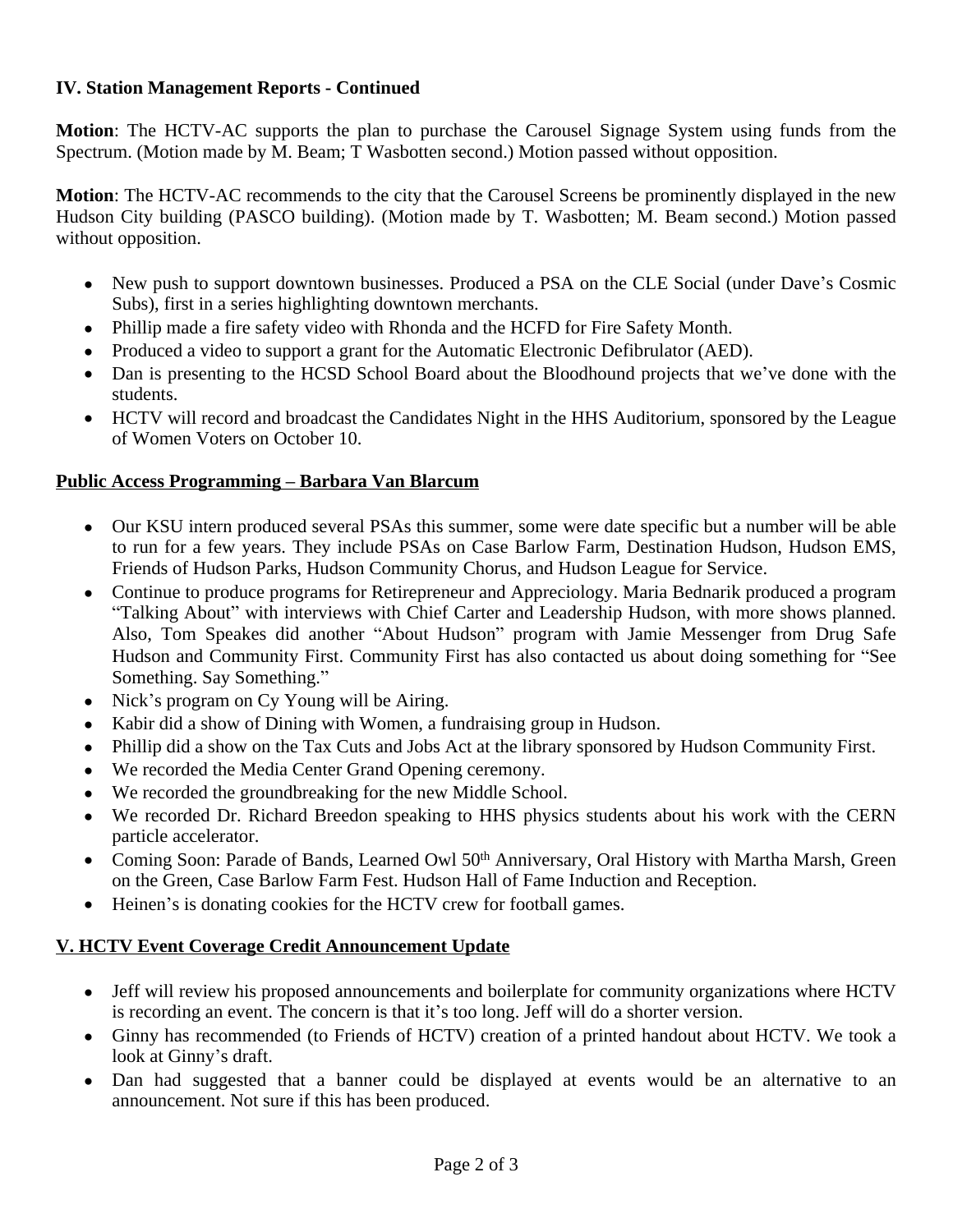### IV. Station Management Reports - Continued

**Motion**: The HCTV-AC supports the plan to purchase the Carousel Signage System using funds from the Spectrum. (Motion made by M. Beam; T Wasbotten second.) Motion passed without opposition.

**Motion**: The HCTV-AC recommends to the city that the Carousel Screens be prominently displayed in the new Hudson City building (PASCO building). (Motion made by T. Wasbotten; M. Beam second.) Motion passed without opposition.

- New push to support downtown businesses. Produced a PSA on the CLE Social (under Dave's Cosmic Subs), first in a series highlighting downtown merchants.
- Phillip made a fire safety video with Rhonda and the HCFD for Fire Safety Month.
- Produced a video to support a grant for the Automatic Electronic Defibrulator (AED).
- Dan is presenting to the HCSD School Board about the Bloodhound projects that we've done with the students.
- HCTV will record and broadcast the Candidates Night in the HHS Auditorium, sponsored by the League of Women Voters on October 10.

### Public Access Programming – Barbara Van Blarcum

- Our KSU intern produced several PSAs this summer, some were date specific but a number will be able to run for a few years. They include PSAs on Case Barlow Farm, Destination Hudson, Hudson EMS, Friends of Hudson Parks, Hudson Community Chorus, and Hudson League for Service.
- Continue to produce programs for Retirepreneur and Appreciology. Maria Bednarik produced a program "Talking About" with interviews with Chief Carter and Leadership Hudson, with more shows planned. Also, Tom Speakes did another "About Hudson" program with Jamie Messenger from Drug Safe Hudson and Community First. Community First has also contacted us about doing something for "See Something. Say Something."
- Nick's program on Cy Young will be Airing.
- Kabir did a show of Dining with Women, a fundraising group in Hudson.
- Phillip did a show on the Tax Cuts and Jobs Act at the library sponsored by Hudson Community First.
- We recorded the Media Center Grand Opening ceremony.
- We recorded the groundbreaking for the new Middle School.
- We recorded Dr. Richard Breedon speaking to HHS physics students about his work with the CERN particle accelerator.
- Coming Soon: Parade of Bands, Learned Owl 50th Anniversary, Oral History with Martha Marsh, Green on the Green, Case Barlow Farm Fest. Hudson Hall of Fame Induction and Reception.
- Heinen's is donating cookies for the HCTV crew for football games.

### V. HCTV Event Coverage Credit Announcement Update

- Jeff will review his proposed announcements and boilerplate for community organizations where HCTV is recording an event. The concern is that it's too long. Jeff will do a shorter version.
- Ginny has recommended (to Friends of HCTV) creation of a printed handout about HCTV. We took a look at Ginny's draft.
- Dan had suggested that a banner could be displayed at events would be an alternative to an announcement. Not sure if this has been produced.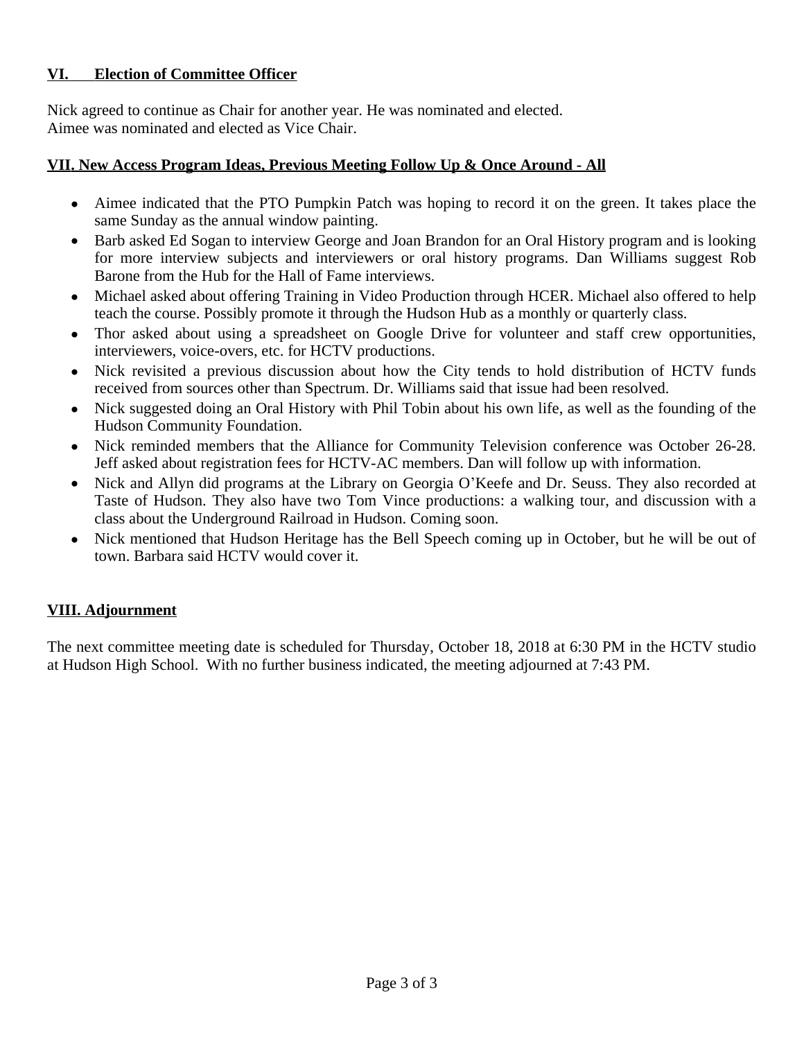## VI. Election of Committee Officer

Nick agreed to continue as Chair for another year. He was nominated and elected.
Aimee was nominated and elected as Vice Chair.

## VII. New Access Program Ideas, Previous Meeting Follow Up & Once Around - All

- Aimee indicated that the PTO Pumpkin Patch was hoping to record it on the green. It takes place the same Sunday as the annual window painting.
- Barb asked Ed Sogan to interview George and Joan Brandon for an Oral History program and is looking for more interview subjects and interviewers or oral history programs. Dan Williams suggest Rob Barone from the Hub for the Hall of Fame interviews.
- Michael asked about offering Training in Video Production through HCER. Michael also offered to help teach the course. Possibly promote it through the Hudson Hub as a monthly or quarterly class.
- Thor asked about using a spreadsheet on Google Drive for volunteer and staff crew opportunities, interviewers, voice-overs, etc. for HCTV productions.
- Nick revisited a previous discussion about how the City tends to hold distribution of HCTV funds received from sources other than Spectrum. Dr. Williams said that issue had been resolved.
- Nick suggested doing an Oral History with Phil Tobin about his own life, as well as the founding of the Hudson Community Foundation.
- Nick reminded members that the Alliance for Community Television conference was October 26-28. Jeff asked about registration fees for HCTV-AC members. Dan will follow up with information.
- Nick and Allyn did programs at the Library on Georgia O'Keefe and Dr. Seuss. They also recorded at Taste of Hudson. They also have two Tom Vince productions: a walking tour, and discussion with a class about the Underground Railroad in Hudson. Coming soon.
- Nick mentioned that Hudson Heritage has the Bell Speech coming up in October, but he will be out of town. Barbara said HCTV would cover it.

## VIII. Adjournment

The next committee meeting date is scheduled for Thursday, October 18, 2018 at 6:30 PM in the HCTV studio at Hudson High School. With no further business indicated, the meeting adjourned at 7:43 PM.